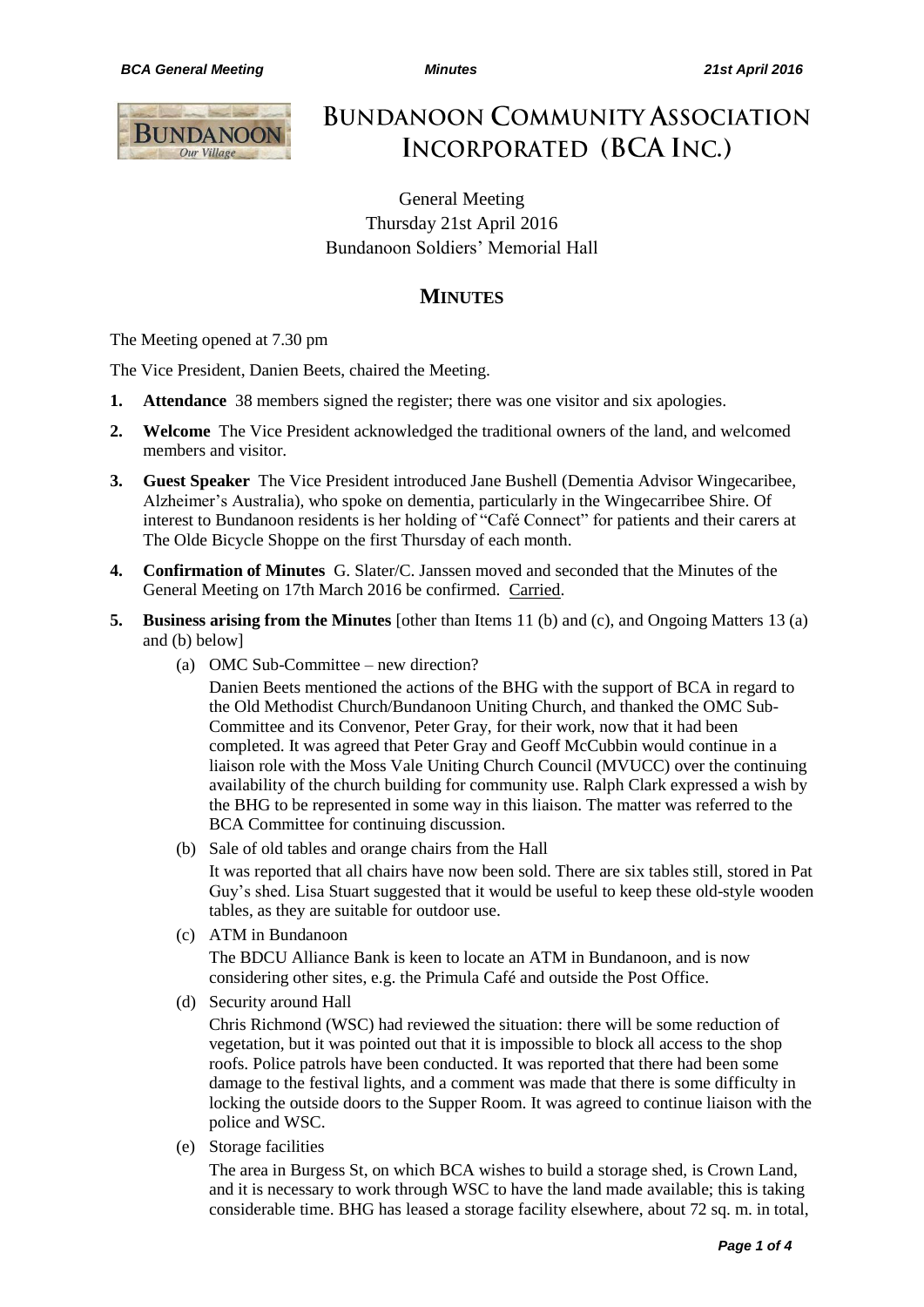# Bundanoon Community Association Incorporated (BCA Inc.)

General Meeting
Thursday 21st April 2016
Bundanoon Soldiers' Memorial Hall

## Minutes

The Meeting opened at 7.30 pm

The Vice President, Danien Beets, chaired the Meeting.

1. **Attendance** 38 members signed the register; there was one visitor and six apologies.
2. **Welcome** The Vice President acknowledged the traditional owners of the land, and welcomed members and visitor.
3. **Guest Speaker** The Vice President introduced Jane Bushell (Dementia Advisor Wingecaribee, Alzheimer's Australia), who spoke on dementia, particularly in the Wingecarribee Shire. Of interest to Bundanoon residents is her holding of "Café Connect" for patients and their carers at The Olde Bicycle Shoppe on the first Thursday of each month.
4. **Confirmation of Minutes** G. Slater/C. Janssen moved and seconded that the Minutes of the General Meeting on 17th March 2016 be confirmed. Carried.
5. **Business arising from the Minutes** [other than Items 11 (b) and (c), and Ongoing Matters 13 (a) and (b) below]
   (a) OMC Sub-Committee – new direction?
   Danien Beets mentioned the actions of the BHG with the support of BCA in regard to the Old Methodist Church/Bundanoon Uniting Church, and thanked the OMC Sub-Committee and its Convenor, Peter Gray, for their work, now that it had been completed. It was agreed that Peter Gray and Geoff McCubbin would continue in a liaison role with the Moss Vale Uniting Church Council (MVUCC) over the continuing availability of the church building for community use. Ralph Clark expressed a wish by the BHG to be represented in some way in this liaison. The matter was referred to the BCA Committee for continuing discussion.
   (b) Sale of old tables and orange chairs from the Hall
   It was reported that all chairs have now been sold. There are six tables still, stored in Pat Guy's shed. Lisa Stuart suggested that it would be useful to keep these old-style wooden tables, as they are suitable for outdoor use.
   (c) ATM in Bundanoon
   The BDCU Alliance Bank is keen to locate an ATM in Bundanoon, and is now considering other sites, e.g. the Primula Café and outside the Post Office.
   (d) Security around Hall
   Chris Richmond (WSC) had reviewed the situation: there will be some reduction of vegetation, but it was pointed out that it is impossible to block all access to the shop roofs. Police patrols have been conducted. It was reported that there had been some damage to the festival lights, and a comment was made that there is some difficulty in locking the outside doors to the Supper Room. It was agreed to continue liaison with the police and WSC.
   (e) Storage facilities
   The area in Burgess St, on which BCA wishes to build a storage shed, is Crown Land, and it is necessary to work through WSC to have the land made available; this is taking considerable time. BHG has leased a storage facility elsewhere, about 72 sq. m. in total,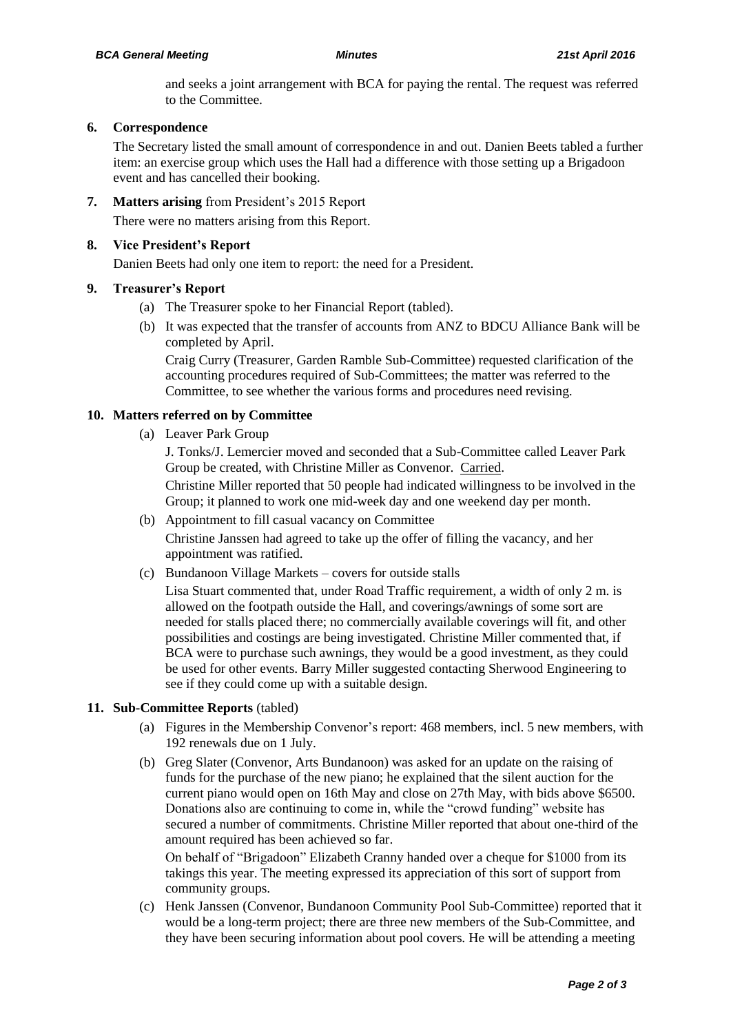and seeks a joint arrangement with BCA for paying the rental. The request was referred to the Committee.

**6. Correspondence**

The Secretary listed the small amount of correspondence in and out. Danien Beets tabled a further item: an exercise group which uses the Hall had a difference with those setting up a Brigadoon event and has cancelled their booking.

**7. Matters arising** from President's 2015 Report

There were no matters arising from this Report.

**8. Vice President's Report**

Danien Beets had only one item to report: the need for a President.

**9. Treasurer's Report**

(a) The Treasurer spoke to her Financial Report (tabled).

(b) It was expected that the transfer of accounts from ANZ to BDCU Alliance Bank will be completed by April.

Craig Curry (Treasurer, Garden Ramble Sub-Committee) requested clarification of the accounting procedures required of Sub-Committees; the matter was referred to the Committee, to see whether the various forms and procedures need revising.

**10. Matters referred on by Committee**

(a) Leaver Park Group

J. Tonks/J. Lemercier moved and seconded that a Sub-Committee called Leaver Park Group be created, with Christine Miller as Convenor. Carried.

Christine Miller reported that 50 people had indicated willingness to be involved in the Group; it planned to work one mid-week day and one weekend day per month.

(b) Appointment to fill casual vacancy on Committee

Christine Janssen had agreed to take up the offer of filling the vacancy, and her appointment was ratified.

(c) Bundanoon Village Markets – covers for outside stalls

Lisa Stuart commented that, under Road Traffic requirement, a width of only 2 m. is allowed on the footpath outside the Hall, and coverings/awnings of some sort are needed for stalls placed there; no commercially available coverings will fit, and other possibilities and costings are being investigated. Christine Miller commented that, if BCA were to purchase such awnings, they would be a good investment, as they could be used for other events. Barry Miller suggested contacting Sherwood Engineering to see if they could come up with a suitable design.

**11. Sub-Committee Reports** (tabled)

(a) Figures in the Membership Convenor's report: 468 members, incl. 5 new members, with 192 renewals due on 1 July.

(b) Greg Slater (Convenor, Arts Bundanoon) was asked for an update on the raising of funds for the purchase of the new piano; he explained that the silent auction for the current piano would open on 16th May and close on 27th May, with bids above $6500. Donations also are continuing to come in, while the "crowd funding" website has secured a number of commitments. Christine Miller reported that about one-third of the amount required has been achieved so far.

On behalf of "Brigadoon" Elizabeth Cranny handed over a cheque for $1000 from its takings this year. The meeting expressed its appreciation of this sort of support from community groups.

(c) Henk Janssen (Convenor, Bundanoon Community Pool Sub-Committee) reported that it would be a long-term project; there are three new members of the Sub-Committee, and they have been securing information about pool covers. He will be attending a meeting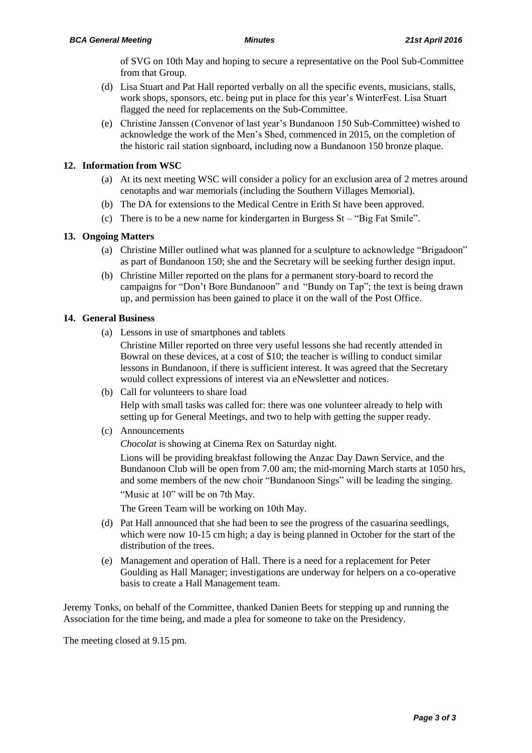of SVG on 10th May and hoping to secure a representative on the Pool Sub-Committee from that Group.

(d) Lisa Stuart and Pat Hall reported verbally on all the specific events, musicians, stalls, work shops, sponsors, etc. being put in place for this year's WinterFest. Lisa Stuart flagged the need for replacements on the Sub-Committee.

(e) Christine Janssen (Convenor of last year's Bundanoon 150 Sub-Committee) wished to acknowledge the work of the Men's Shed, commenced in 2015, on the completion of the historic rail station signboard, including now a Bundanoon 150 bronze plaque.

## 12. Information from WSC

(a) At its next meeting WSC will consider a policy for an exclusion area of 2 metres around cenotaphs and war memorials (including the Southern Villages Memorial).

(b) The DA for extensions to the Medical Centre in Erith St have been approved.

(c) There is to be a new name for kindergarten in Burgess St – "Big Fat Smile".

## 13. Ongoing Matters

(a) Christine Miller outlined what was planned for a sculpture to acknowledge "Brigadoon" as part of Bundanoon 150; she and the Secretary will be seeking further design input.

(b) Christine Miller reported on the plans for a permanent story-board to record the campaigns for "Don't Bore Bundanoon" and "Bundy on Tap"; the text is being drawn up, and permission has been gained to place it on the wall of the Post Office.

## 14. General Business

(a) Lessons in use of smartphones and tablets

Christine Miller reported on three very useful lessons she had recently attended in Bowral on these devices, at a cost of $10; the teacher is willing to conduct similar lessons in Bundanoon, if there is sufficient interest. It was agreed that the Secretary would collect expressions of interest via an eNewsletter and notices.

(b) Call for volunteers to share load

Help with small tasks was called for: there was one volunteer already to help with setting up for General Meetings, and two to help with getting the supper ready.

(c) Announcements

*Chocolat* is showing at Cinema Rex on Saturday night.

Lions will be providing breakfast following the Anzac Day Dawn Service, and the Bundanoon Club will be open from 7.00 am; the mid-morning March starts at 1050 hrs, and some members of the new choir "Bundanoon Sings" will be leading the singing.

"Music at 10" will be on 7th May.

The Green Team will be working on 10th May.

(d) Pat Hall announced that she had been to see the progress of the casuarina seedlings, which were now 10-15 cm high; a day is being planned in October for the start of the distribution of the trees.

(e) Management and operation of Hall. There is a need for a replacement for Peter Goulding as Hall Manager; investigations are underway for helpers on a co-operative basis to create a Hall Management team.

Jeremy Tonks, on behalf of the Committee, thanked Danien Beets for stepping up and running the Association for the time being, and made a plea for someone to take on the Presidency.

The meeting closed at 9.15 pm.